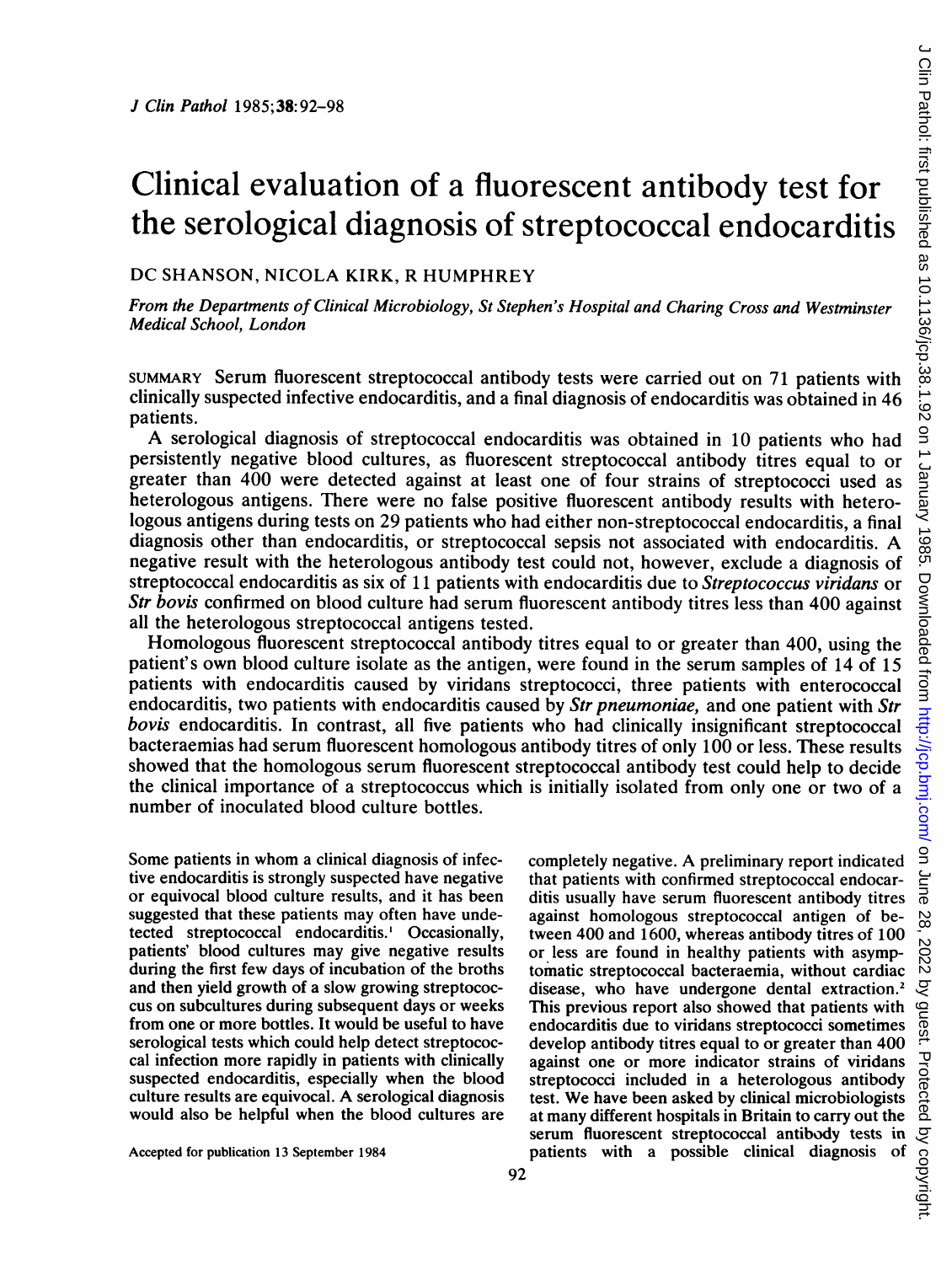# Clinical evaluation of a fluorescent antibody test for the serological diagnosis of streptococcal endocarditis

DC SHANSON, NICOLA KIRK, R HUMPHREY

*From the Departments of Clinical Microbiology, St Stephen's Hospital and Charing Cross and Westminster Medical School, London*

SUMMARY Serum fluorescent streptococcal antibody tests were carried out on 71 patients with clinically suspected infective endocarditis, and a final diagnosis of endocarditis was obtained in 46 patients.

A serological diagnosis of streptococcal endocarditis was obtained in 10 patients who had persistently negative blood cultures, as fluorescent streptococcal antibody titres equal to or greater than 400 were detected against at least one of four strains of streptococci used as heterologous antigens. There were no false positive fluorescent antibody results with heterologous antigens during tests on 29 patients who had either non-streptococcal endocarditis, a final diagnosis other than endocarditis, or streptococcal sepsis not associated with endocarditis. A negative result with the heterologous antibody test could not, however, exclude a diagnosis of streptococcal endocarditis as six of 11 patients with endocarditis due to *Streptococcus viridans* or *Str bovis* confirmed on blood culture had serum fluorescent antibody titres less than 400 against all the heterologous streptococcal antigens tested.

Homologous fluorescent streptococcal antibody titres equal to or greater than 400, using the patient's own blood culture isolate as the antigen, were found in the serum samples of 14 of 15 patients with endocarditis caused by viridans streptococci, three patients with enterococcal endocarditis, two patients with endocarditis caused by *Str pneumoniae,* and one patient with *Str bovis* endocarditis. In contrast, all five patients who had clinically insignificant streptococcal bacteraemias had serum fluorescent homologous antibody titres of only 100 or less. These results showed that the homologous serum fluorescent streptococcal antibody test could help to decide the clinical importance of a streptococcus which is initially isolated from only one or two of a number of inoculated blood culture bottles.

Some patients in whom a clinical diagnosis of infective endocarditis is strongly suspected have negative or equivocal blood culture results, and it has been suggested that these patients may often have undetected streptococcal endocarditis.[1] Occasionally, patients' blood cultures may give negative results during the first few days of incubation of the broths and then yield growth of a slow growing streptococcus on subcultures during subsequent days or weeks from one or more bottles. It would be useful to have serological tests which could help detect streptococcal infection more rapidly in patients with clinically suspected endocarditis, especially when the blood culture results are equivocal. A serological diagnosis would also be helpful when the blood cultures are completely negative. A preliminary report indicated that patients with confirmed streptococcal endocarditis usually have serum fluorescent antibody titres against homologous streptococcal antigen of between 400 and 1600, whereas antibody titres of 100 or less are found in healthy patients with asymptomatic streptococcal bacteraemia, without cardiac disease, who have undergone dental extraction.[2] This previous report also showed that patients with endocarditis due to viridans streptococci sometimes develop antibody titres equal to or greater than 400 against one or more indicator strains of viridans streptococci included in a heterologous antibody test. We have been asked by clinical microbiologists at many different hospitals in Britain to carry out the serum fluorescent streptococcal antibody tests in patients with a possible clinical diagnosis of

Accepted for publication 13 September 1984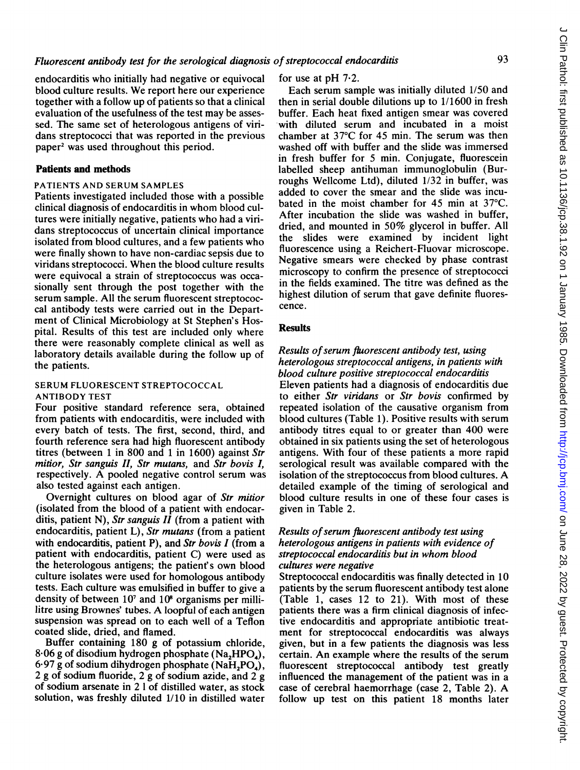endocarditis who initially had negative or equivocal blood culture results. We report here our experience together with a follow up of patients so that a clinical evaluation of the usefulness of the test may be assessed. The same set of heterologous antigens of viridans streptococci that was reported in the previous paper[2] was used throughout this period.

## Patients and methods

### PATIENTS AND SERUM SAMPLES

Patients investigated included those with a possible clinical diagnosis of endocarditis in whom blood cultures were initially negative, patients who had a viridans streptococcus of uncertain clinical importance isolated from blood cultures, and a few patients who were finally shown to have non-cardiac sepsis due to viridans streptococci. When the blood culture results were equivocal a strain of streptococcus was occasionally sent through the post together with the serum sample. All the serum fluorescent streptococcal antibody tests were carried out in the Department of Clinical Microbiology at St Stephen's Hospital. Results of this test are included only where there were reasonably complete clinical as well as laboratory details available during the follow up of the patients.

### SERUM FLUORESCENT STREPTOCOCCAL ANTIBODY TEST

Four positive standard reference sera, obtained from patients with endocarditis, were included with every batch of tests. The first, second, third, and fourth reference sera had high fluorescent antibody titres (between 1 in 800 and 1 in 1600) against *Str mitior, Str sanguis II, Str mutans,* and *Str bovis I,* respectively. A pooled negative control serum was also tested against each antigen.

Overnight cultures on blood agar of *Str mitior* (isolated from the blood of a patient with endocarditis, patient N), *Str sanguis II* (from a patient with endocarditis, patient L), *Str mutans* (from a patient with endocarditis, patient P), and *Str bovis I* (from a patient with endocarditis, patient C) were used as the heterologous antigens; the patient's own blood culture isolates were used for homologous antibody tests. Each culture was emulsified in buffer to give a density of between $10^7$ and $10^8$ organisms per millilitre using Brownes' tubes. A loopful of each antigen suspension was spread on to each well of a Teflon coated slide, dried, and flamed.

Buffer containing 180 g of potassium chloride, 8·06 g of disodium hydrogen phosphate ($Na_2HPO_4$), 6·97 g of sodium dihydrogen phosphate ($NaH_2PO_4$), 2 g of sodium fluoride, 2 g of sodium azide, and 2 g of sodium arsenate in 2 l of distilled water, as stock solution, was freshly diluted 1/10 in distilled water for use at pH 7·2.

Each serum sample was initially diluted 1/50 and then in serial double dilutions up to 1/1600 in fresh buffer. Each heat fixed antigen smear was covered with diluted serum and incubated in a moist chamber at 37°C for 45 min. The serum was then washed off with buffer and the slide was immersed in fresh buffer for 5 min. Conjugate, fluorescein labelled sheep antihuman immunoglobulin (Burroughs Wellcome Ltd), diluted 1/32 in buffer, was added to cover the smear and the slide was incubated in the moist chamber for 45 min at 37°C. After incubation the slide was washed in buffer, dried, and mounted in 50% glycerol in buffer. All the slides were examined by incident light fluorescence using a Reichert-Fluovar microscope. Negative smears were checked by phase contrast microscopy to confirm the presence of streptococci in the fields examined. The titre was defined as the highest dilution of serum that gave definite fluorescence.

## Results

### *Results of serum fluorescent antibody test, using heterologous streptococcal antigens, in patients with blood culture positive streptococcal endocarditis*

Eleven patients had a diagnosis of endocarditis due to either *Str viridans* or *Str bovis* confirmed by repeated isolation of the causative organism from blood cultures (Table 1). Positive results with serum antibody titres equal to or greater than 400 were obtained in six patients using the set of heterologous antigens. With four of these patients a more rapid serological result was available compared with the isolation of the streptococcus from blood cultures. A detailed example of the timing of serological and blood culture results in one of these four cases is given in Table 2.

### *Results of serum fluorescent antibody test using heterologous antigens in patients with evidence of streptococcal endocarditis but in whom blood cultures were negative*

Streptococcal endocarditis was finally detected in 10 patients by the serum fluorescent antibody test alone (Table 1, cases 12 to 21). With most of these patients there was a firm clinical diagnosis of infective endocarditis and appropriate antibiotic treatment for streptococcal endocarditis was always given, but in a few patients the diagnosis was less certain. An example where the results of the serum fluorescent streptococcal antibody test greatly influenced the management of the patient was in a case of cerebral haemorrhage (case 2, Table 2). A follow up test on this patient 18 months later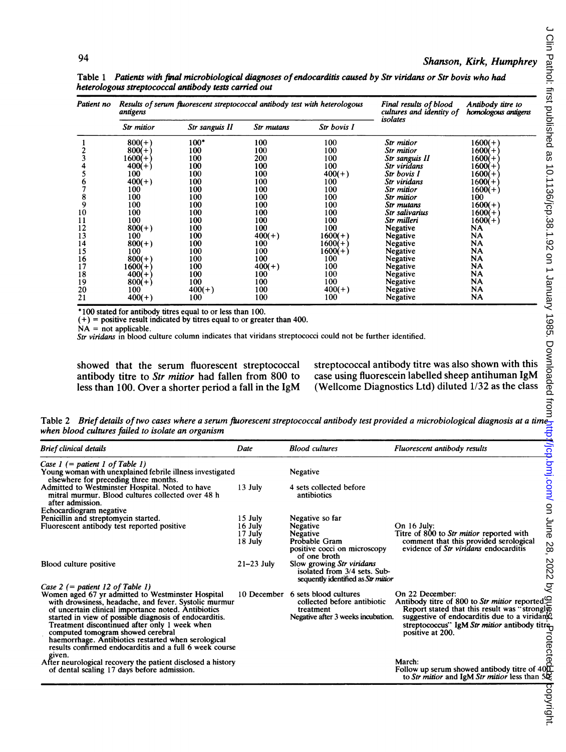**Table 1** *Patients with final microbiological diagnoses of endocarditis caused by Str viridans or Str bovis who had heterologous streptococcal antibody tests carried out*

| Patient no | Results of serum fluorescent streptococcal antibody test with heterologous antigens | | | | Final results of blood cultures and identity of isolates | Antibody titre to homologous antigens |
|---|---|---|---|---|---|---|
| | *Str mitior* | *Str sanguis II* | *Str mutans* | *Str bovis I* | | |
| 1 | 800(+) | 100* | 100 | 100 | *Str mitior* | 1600(+) |
| 2 | 800(+) | 100 | 100 | 100 | *Str mitior* | 1600(+) |
| 3 | 1600(+) | 100 | 200 | 100 | *Str sanguis II* | 1600(+) |
| 4 | 400(+) | 100 | 100 | 100 | *Str viridans* | 1600(+) |
| 5 | 100 | 100 | 100 | 400(+) | *Str bovis I* | 1600(+) |
| 6 | 400(+) | 100 | 100 | 100 | *Str viridans* | 1600(+) |
| 7 | 100 | 100 | 100 | 100 | *Str mitior* | 1600(+) |
| 8 | 100 | 100 | 100 | 100 | *Str mitior* | 100 |
| 9 | 100 | 100 | 100 | 100 | *Str mutans* | 1600(+) |
| 10 | 100 | 100 | 100 | 100 | *Str salivarius* | 1600(+) |
| 11 | 100 | 100 | 100 | 100 | *Str milleri* | 1600(+) |
| 12 | 800(+) | 100 | 100 | 100 | Negative | NA |
| 13 | 100 | 100 | 400(+) | 1600(+) | Negative | NA |
| 14 | 800(+) | 100 | 100 | 1600(+) | Negative | NA |
| 15 | 100 | 100 | 100 | 1600(+) | Negative | NA |
| 16 | 800(+) | 100 | 100 | 100 | Negative | NA |
| 17 | 1600(+) | 100 | 400(+) | 100 | Negative | NA |
| 18 | 400(+) | 100 | 100 | 100 | Negative | NA |
| 19 | 800(+) | 100 | 100 | 100 | Negative | NA |
| 20 | 100 | 400(+) | 100 | 400(+) | Negative | NA |
| 21 | 400(+) | 100 | 100 | 100 | Negative | NA |

*100 stated for antibody titres equal to or less than 100.
(+) = positive result indicated by titres equal to or greater than 400.
NA = not applicable.
*Str viridans* in blood culture column indicates that viridans streptococci could not be further identified.

showed that the serum fluorescent streptococcal antibody titre to *Str mitior* had fallen from 800 to less than 100. Over a shorter period a fall in the IgM streptococcal antibody titre was also shown with this case using fluorescein labelled sheep antihuman IgM (Wellcome Diagnostics Ltd) diluted 1/32 as the class

**Table 2** *Brief details of two cases where a serum fluorescent streptococcal antibody test provided a microbiological diagnosis at a time when blood cultures failed to isolate an organism*

| Brief clinical details | Date | Blood cultures | Fluorescent antibody results |
|---|---|---|---|
| *Case 1 (= patient 1 of Table 1)* | | | |
| Young woman with unexplained febrile illness investigated elsewhere for preceding three months. | | Negative | |
| Admitted to Westminster Hospital. Noted to have mitral murmur. Blood cultures collected over 48 h after admission. | 13 July | 4 sets collected before antibiotics | |
| Echocardiogram negative | | | |
| Penicillin and streptomycin started. | 15 July | Negative so far | |
| Fluorescent antibody test reported positive | 16 July | Negative | On 16 July: Titre of 800 to *Str mitior* reported with comment that this provided serological evidence of *Str viridans* endocarditis |
| | 17 July | Negative | |
| | 18 July | Probable Gram positive cocci on microscopy of one broth | |
| Blood culture positive | 21–23 July | Slow growing *Str viridans* isolated from 3/4 sets. Subsequently identified as *Str mitior* | |
| *Case 2 (= patient 12 of Table 1)* | | | |
| Women aged 67 yr admitted to Westminster Hospital with drowsiness, headache, and fever. Systolic murmur of uncertain clinical importance noted. Antibiotics started in view of possible diagnosis of endocarditis. Treatment discontinued after only 1 week when computed tomogram showed cerebral haemorrhage. Antibiotics restarted when serological results confirmed endocarditis and a full 6 week course given. | 10 December | 6 sets blood cultures collected before antibiotic treatment. Negative after 3 weeks incubation. | On 22 December: Antibody titre of 800 to *Str mitior* reported. Report stated that this result was "strongly suggestive of endocarditis due to a viridans streptococcus" IgM *Str mitior* antibody titre positive at 200. |
| After neurological recovery the patient disclosed a history of dental scaling 17 days before admission. | | | March: Follow up serum showed antibody titre of 400 to *Str mitior* and IgM *Str mitior* less than 50 |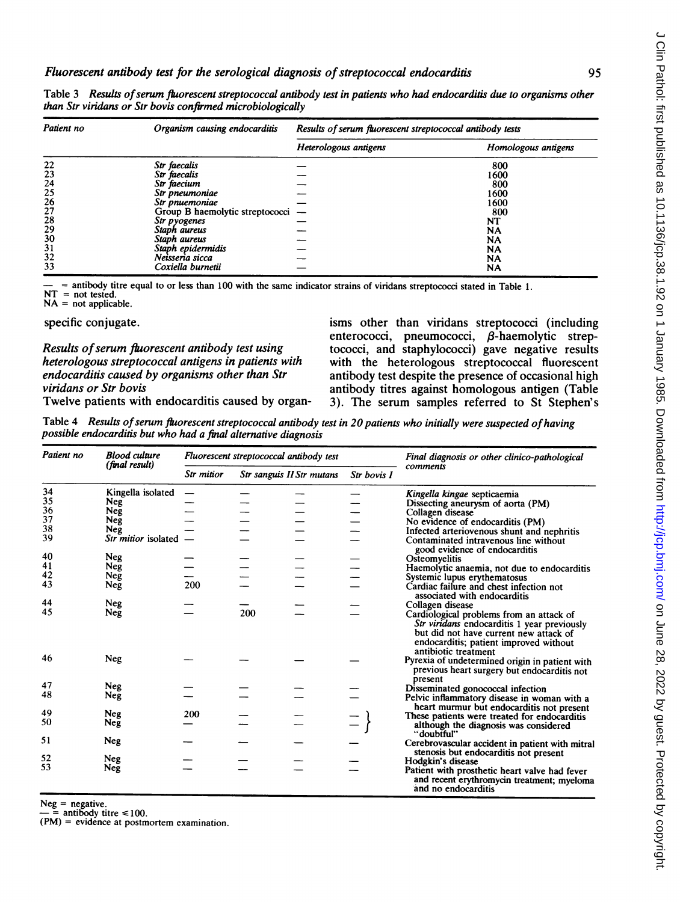Table 3 *Results of serum fluorescent streptococcal antibody test in patients who had endocarditis due to organisms other than Str viridans or Str bovis confirmed microbiologically*

| Patient no | Organism causing endocarditis | Results of serum fluorescent streptococcal antibody tests | |
|---|---|---|---|
| | | Heterologous antigens | Homologous antigens |
| 22 | *Str faecalis* | — | 800 |
| 23 | *Str faecalis* | — | 1600 |
| 24 | *Str faecium* | — | 800 |
| 25 | *Str pneumoniae* | — | 1600 |
| 26 | *Str pnuemoniae* | — | 1600 |
| 27 | Group B haemolytic streptococci | — | 800 |
| 28 | *Str pyogenes* | — | NT |
| 29 | *Staph aureus* | — | NA |
| 30 | *Staph aureus* | — | NA |
| 31 | *Staph epidermidis* | — | NA |
| 32 | *Neisseria sicca* | — | NA |
| 33 | *Coxiella burnetii* | — | NA |

— = antibody titre equal to or less than 100 with the same indicator strains of viridans streptococci stated in Table 1.
NT = not tested.
NA = not applicable.

specific conjugate.

*Results of serum fluorescent antibody test using heterologous streptococcal antigens in patients with endocarditis caused by organisms other than Str viridans or Str bovis*

Twelve patients with endocarditis caused by organisms other than viridans streptococci (including enterococci, pneumococci, β-haemolytic streptococci, and staphylococci) gave negative results with the heterologous streptococcal fluorescent antibody test despite the presence of occasional high antibody titres against homologous antigen (Table 3). The serum samples referred to St Stephen's

Table 4 *Results of serum fluorescent streptococcal antibody test in 20 patients who initially were suspected of having possible endocarditis but who had a final alternative diagnosis*

| Patient no | Blood culture (final result) | Fluorescent streptococcal antibody test | | | | Final diagnosis or other clinico-pathological comments |
|---|---|---|---|---|---|---|
| | | Str mitior | Str sanguis II | Str mutans | Str bovis I | |
| 34 | Kingella isolated | — | — | — | — | *Kingella kingae* septicaemia |
| 35 | Neg | — | — | — | — | Dissecting aneurysm of aorta (PM) |
| 36 | Neg | — | — | — | — | Collagen disease |
| 37 | Neg | — | — | — | — | No evidence of endocarditis (PM) |
| 38 | Neg | — | — | — | — | Infected arteriovenous shunt and nephritis |
| 39 | *Str mitior* isolated | — | — | — | — | Contaminated intravenous line without good evidence of endocarditis |
| 40 | Neg | — | — | — | — | Osteomyelitis |
| 41 | Neg | — | — | — | — | Haemolytic anaemia, not due to endocarditis |
| 42 | Neg | — | — | — | — | Systemic lupus erythematosus |
| 43 | Neg | 200 | — | — | — | Cardiac failure and chest infection not associated with endocarditis |
| 44 | Neg | — | — | — | — | Collagen disease |
| 45 | Neg | — | 200 | — | — | Cardiological problems from an attack of *Str viridans* endocarditis 1 year previously but did not have current new attack of endocarditis; patient improved without antibiotic treatment |
| 46 | Neg | — | — | — | — | Pyrexia of undetermined origin in patient with previous heart surgery but endocarditis not present |
| 47 | Neg | — | — | — | — | Disseminated gonococcal infection |
| 48 | Neg | — | — | — | — | Pelvic inflammatory disease in woman with a heart murmur but endocarditis not present |
| 49 | Neg | 200 | — | — | — | These patients were treated for endocarditis although the diagnosis was considered "doubtful" |
| 50 | Neg | — | — | — | — | (as above) |
| 51 | Neg | — | — | — | — | Cerebrovascular accident in patient with mitral stenosis but endocarditis not present |
| 52 | Neg | — | — | — | — | Hodgkin's disease |
| 53 | Neg | — | — | — | — | Patient with prosthetic heart valve had fever and recent erythromycin treatment; myeloma and no endocarditis |

Neg = negative.
— = antibody titre ≤100.
(PM) = evidence at postmortem examination.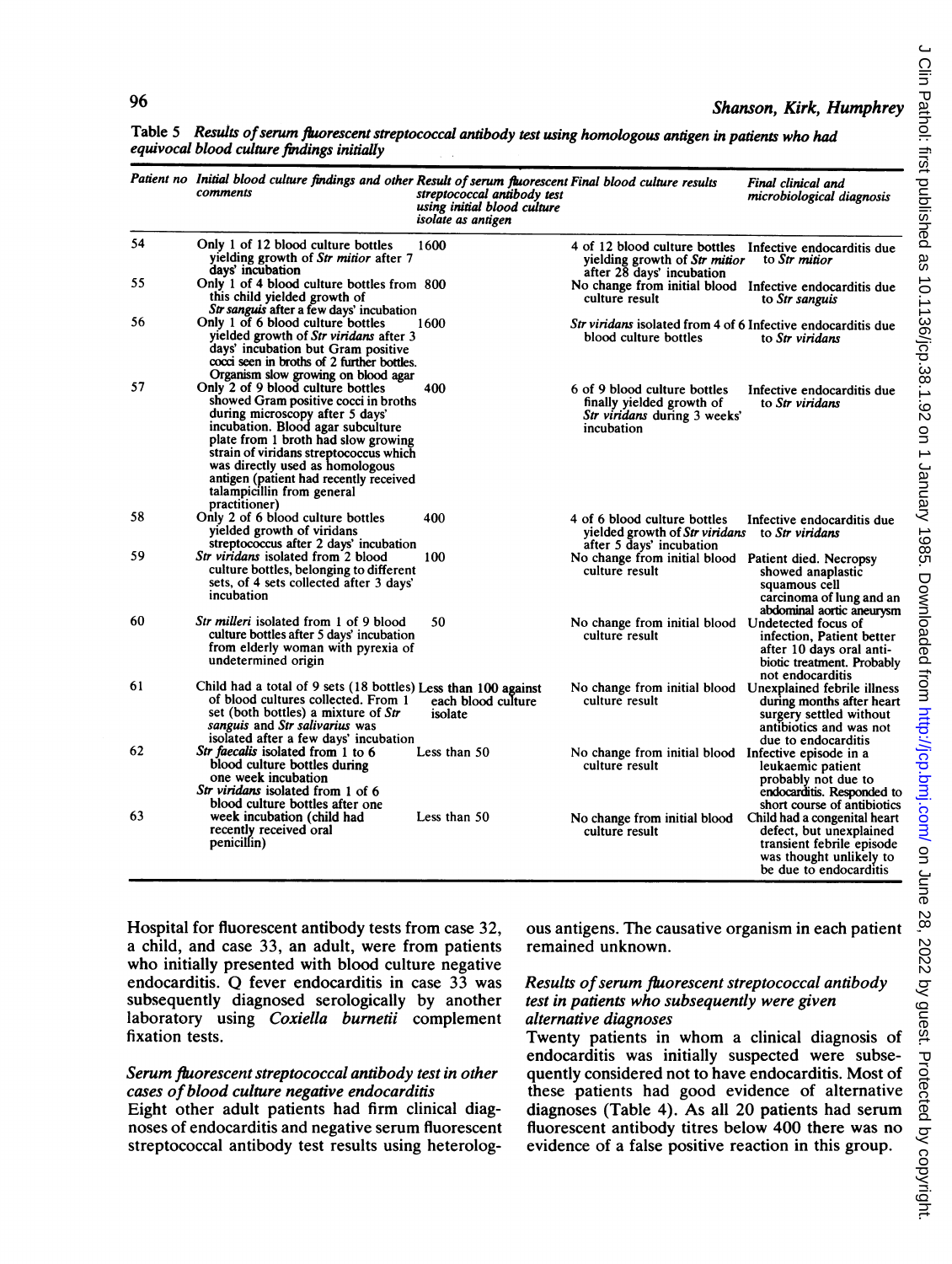Table 5 *Results of serum fluorescent streptococcal antibody test using homologous antigen in patients who had equivocal blood culture findings initially*

| Patient no | Initial blood culture findings and other comments | Result of serum fluorescent streptococcal antibody test using initial blood culture isolate as antigen | Final blood culture results | Final clinical and microbiological diagnosis |
|---|---|---|---|---|
| 54 | Only 1 of 12 blood culture bottles yielding growth of *Str mitior* after 7 days' incubation | 1600 | 4 of 12 blood culture bottles yielding growth of *Str mitior* after 28 days' incubation | Infective endocarditis due to *Str mitior* |
| 55 | Only 1 of 4 blood culture bottles from this child yielded growth of *Str sanguis* after a few days' incubation | 800 | No change from initial blood culture result | Infective endocarditis due to *Str sanguis* |
| 56 | Only 1 of 6 blood culture bottles yielded growth of *Str viridans* after 3 days' incubation but Gram positive cocci seen in broths of 2 further bottles. Organism slow growing on blood agar | 1600 | *Str viridans* isolated from 4 of 6 blood culture bottles | Infective endocarditis due to *Str viridans* |
| 57 | Only 2 of 9 blood culture bottles showed Gram positive cocci in broths during microscopy after 5 days' incubation. Blood agar subculture plate from 1 broth had slow growing strain of viridans streptococcus which was directly used as homologous antigen (patient had recently received talampicillin from general practitioner) | 400 | 6 of 9 blood culture bottles finally yielded growth of *Str viridans* during 3 weeks' incubation | Infective endocarditis due to *Str viridans* |
| 58 | Only 2 of 6 blood culture bottles yielded growth of viridans streptococcus after 2 days' incubation | 400 | 4 of 6 blood culture bottles yielded growth of *Str viridans* after 5 days' incubation | Infective endocarditis due to *Str viridans* |
| 59 | *Str viridans* isolated from 2 blood culture bottles, belonging to different sets, of 4 sets collected after 3 days' incubation | 100 | No change from initial blood culture result | Patient died. Necropsy showed anaplastic squamous cell carcinoma of lung and an abdominal aortic aneurysm |
| 60 | *Str milleri* isolated from 1 of 9 blood culture bottles after 5 days' incubation from elderly woman with pyrexia of undetermined origin | 50 | No change from initial blood culture result | Undetected focus of infection. Patient better after 10 days oral antibiotic treatment. Probably not endocarditis |
| 61 | Child had a total of 9 sets (18 bottles) of blood cultures collected. From 1 set (both bottles) a mixture of *Str sanguis* and *Str salivarius* was isolated after a few days' incubation | Less than 100 against each blood culture isolate | No change from initial blood culture result | Unexplained febrile illness during months after heart surgery settled without antibiotics and was not due to endocarditis |
| 62 | *Str faecalis* isolated from 1 to 6 blood culture bottles during one week incubation | Less than 50 | No change from initial blood culture result | Infective episode in a leukaemic patient probably not due to endocarditis. Responded to short course of antibiotics |
| 63 | *Str viridans* isolated from 1 of 6 blood culture bottles after one week incubation (child had recently received oral penicillin) | Less than 50 | No change from initial blood culture result | Child had a congenital heart defect, but unexplained transient febrile episode was thought unlikely to be due to endocarditis |

Hospital for fluorescent antibody tests from case 32, a child, and case 33, an adult, were from patients who initially presented with blood culture negative endocarditis. Q fever endocarditis in case 33 was subsequently diagnosed serologically by another laboratory using *Coxiella burnetii* complement fixation tests.

### *Serum fluorescent streptococcal antibody test in other cases of blood culture negative endocarditis*

Eight other adult patients had firm clinical diagnoses of endocarditis and negative serum fluorescent streptococcal antibody test results using heterologous antigens. The causative organism in each patient remained unknown.

### *Results of serum fluorescent streptococcal antibody test in patients who subsequently were given alternative diagnoses*

Twenty patients in whom a clinical diagnosis of endocarditis was initially suspected were subsequently considered not to have endocarditis. Most of these patients had good evidence of alternative diagnoses (Table 4). As all 20 patients had serum fluorescent antibody titres below 400 there was no evidence of a false positive reaction in this group.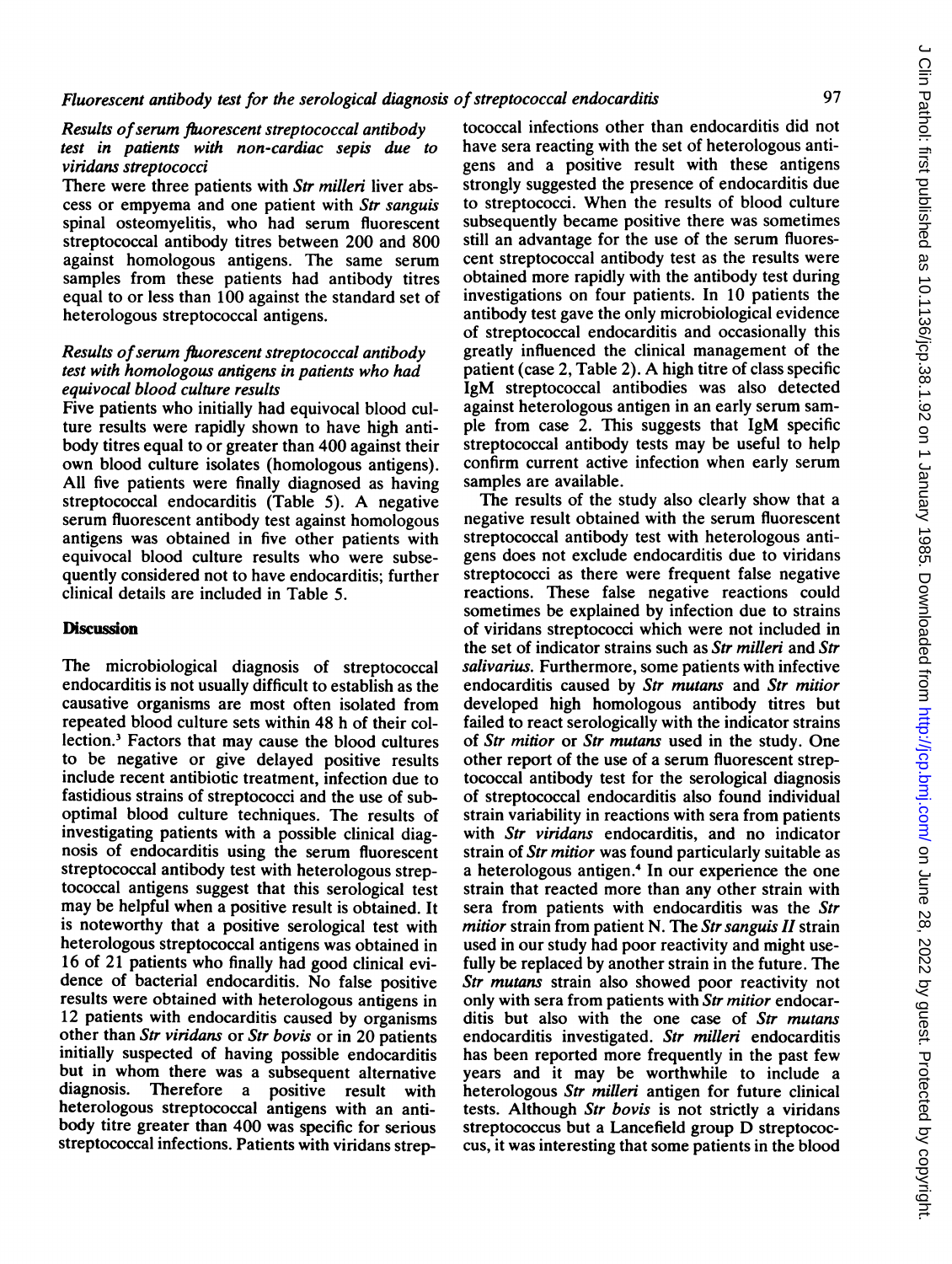### Results of serum fluorescent streptococcal antibody test in patients with non-cardiac sepis due to viridans streptococci

There were three patients with *Str milleri* liver abscess or empyema and one patient with *Str sanguis* spinal osteomyelitis, who had serum fluorescent streptococcal antibody titres between 200 and 800 against homologous antigens. The same serum samples from these patients had antibody titres equal to or less than 100 against the standard set of heterologous streptococcal antigens.

### Results of serum fluorescent streptococcal antibody test with homologous antigens in patients who had equivocal blood culture results

Five patients who initially had equivocal blood culture results were rapidly shown to have high antibody titres equal to or greater than 400 against their own blood culture isolates (homologous antigens). All five patients were finally diagnosed as having streptococcal endocarditis (Table 5). A negative serum fluorescent antibody test against homologous antigens was obtained in five other patients with equivocal blood culture results who were subsequently considered not to have endocarditis; further clinical details are included in Table 5.

## Discussion

The microbiological diagnosis of streptococcal endocarditis is not usually difficult to establish as the causative organisms are most often isolated from repeated blood culture sets within 48 h of their collection.[3] Factors that may cause the blood cultures to be negative or give delayed positive results include recent antibiotic treatment, infection due to fastidious strains of streptococci and the use of suboptimal blood culture techniques. The results of investigating patients with a possible clinical diagnosis of endocarditis using the serum fluorescent streptococcal antibody test with heterologous streptococcal antigens suggest that this serological test may be helpful when a positive result is obtained. It is noteworthy that a positive serological test with heterologous streptococcal antigens was obtained in 16 of 21 patients who finally had good clinical evidence of bacterial endocarditis. No false positive results were obtained with heterologous antigens in 12 patients with endocarditis caused by organisms other than *Str viridans* or *Str bovis* or in 20 patients initially suspected of having possible endocarditis but in whom there was a subsequent alternative diagnosis. Therefore a positive result with heterologous streptococcal antigens with an antibody titre greater than 400 was specific for serious streptococcal infections. Patients with viridans streptococcal infections other than endocarditis did not have sera reacting with the set of heterologous antigens and a positive result with these antigens strongly suggested the presence of endocarditis due to streptococci. When the results of blood culture subsequently became positive there was sometimes still an advantage for the use of the serum fluorescent streptococcal antibody test as the results were obtained more rapidly with the antibody test during investigations on four patients. In 10 patients the antibody test gave the only microbiological evidence of streptococcal endocarditis and occasionally this greatly influenced the clinical management of the patient (case 2, Table 2). A high titre of class specific IgM streptococcal antibodies was also detected against heterologous antigen in an early serum sample from case 2. This suggests that IgM specific streptococcal antibody tests may be useful to help confirm current active infection when early serum samples are available.

The results of the study also clearly show that a negative result obtained with the serum fluorescent streptococcal antibody test with heterologous antigens does not exclude endocarditis due to viridans streptococci as there were frequent false negative reactions. These false negative reactions could sometimes be explained by infection due to strains of viridans streptococci which were not included in the set of indicator strains such as *Str milleri* and *Str salivarius*. Furthermore, some patients with infective endocarditis caused by *Str mutans* and *Str mitior* developed high homologous antibody titres but failed to react serologically with the indicator strains of *Str mitior* or *Str mutans* used in the study. One other report of the use of a serum fluorescent streptococcal antibody test for the serological diagnosis of streptococcal endocarditis also found individual strain variability in reactions with sera from patients with *Str viridans* endocarditis, and no indicator strain of *Str mitior* was found particularly suitable as a heterologous antigen.[4] In our experience the one strain that reacted more than any other strain with sera from patients with endocarditis was the *Str mitior* strain from patient N. The *Str sanguis II* strain used in our study had poor reactivity and might usefully be replaced by another strain in the future. The *Str mutans* strain also showed poor reactivity not only with sera from patients with *Str mitior* endocarditis but also with the one case of *Str mutans* endocarditis investigated. *Str milleri* endocarditis has been reported more frequently in the past few years and it may be worthwhile to include a heterologous *Str milleri* antigen for future clinical tests. Although *Str bovis* is not strictly a viridans streptococcus but a Lancefield group D streptococcus, it was interesting that some patients in the blood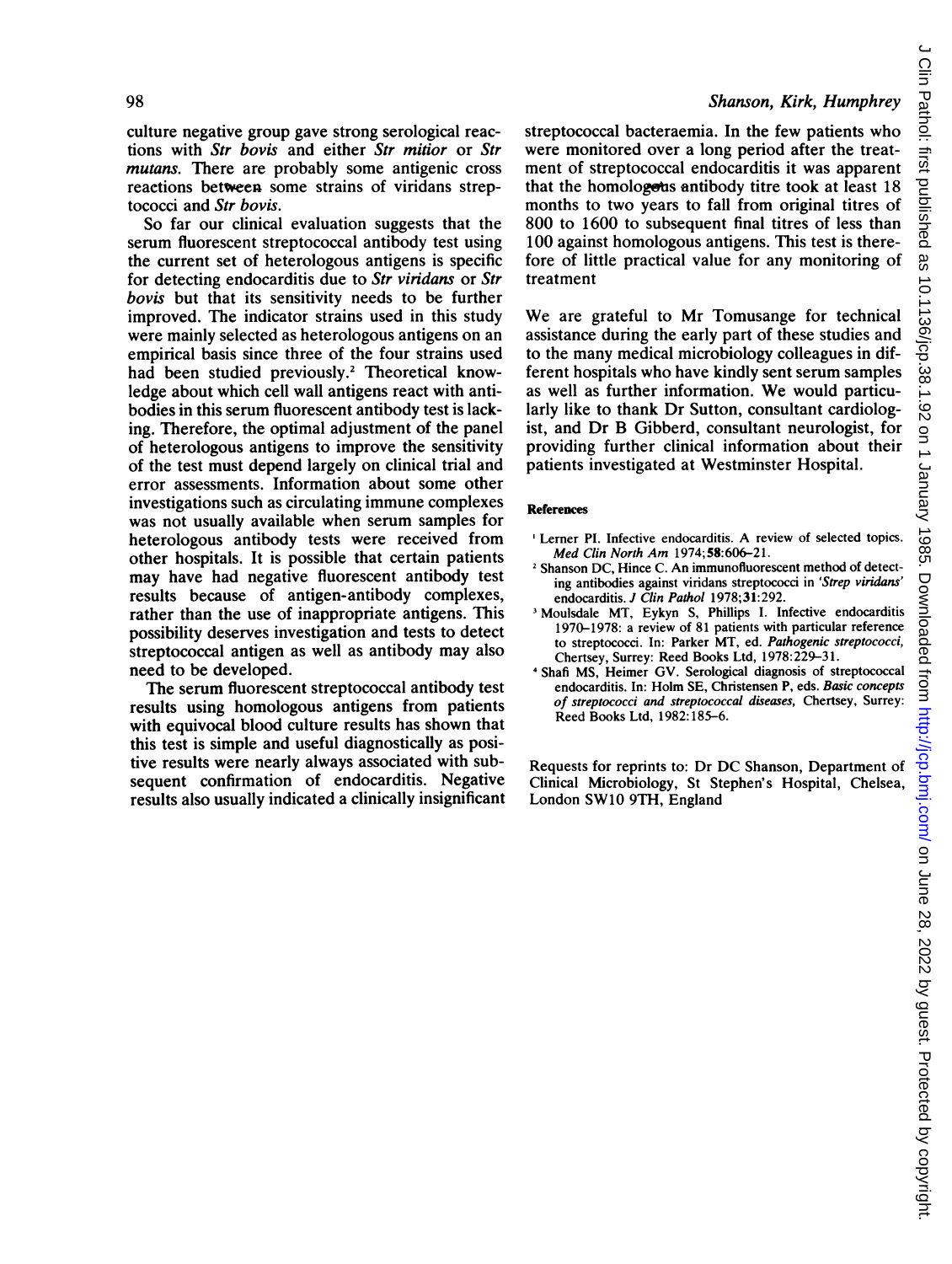culture negative group gave strong serological reactions with *Str bovis* and either *Str mitior* or *Str mutans*. There are probably some antigenic cross reactions between some strains of viridans streptococci and *Str bovis*.

So far our clinical evaluation suggests that the serum fluorescent streptococcal antibody test using the current set of heterologous antigens is specific for detecting endocarditis due to *Str viridans* or *Str bovis* but that its sensitivity needs to be further improved. The indicator strains used in this study were mainly selected as heterologous antigens on an empirical basis since three of the four strains used had been studied previously.[2] Theoretical knowledge about which cell wall antigens react with antibodies in this serum fluorescent antibody test is lacking. Therefore, the optimal adjustment of the panel of heterologous antigens to improve the sensitivity of the test must depend largely on clinical trial and error assessments. Information about some other investigations such as circulating immune complexes was not usually available when serum samples for heterologous antibody tests were received from other hospitals. It is possible that certain patients may have had negative fluorescent antibody test results because of antigen-antibody complexes, rather than the use of inappropriate antigens. This possibility deserves investigation and tests to detect streptococcal antigen as well as antibody may also need to be developed.

The serum fluorescent streptococcal antibody test results using homologous antigens from patients with equivocal blood culture results has shown that this test is simple and useful diagnostically as positive results were nearly always associated with subsequent confirmation of endocarditis. Negative results also usually indicated a clinically insignificant streptococcal bacteraemia. In the few patients who were monitored over a long period after the treatment of streptococcal endocarditis it was apparent that the homologous antibody titre took at least 18 months to two years to fall from original titres of 800 to 1600 to subsequent final titres of less than 100 against homologous antigens. This test is therefore of little practical value for any monitoring of treatment

We are grateful to Mr Tomusange for technical assistance during the early part of these studies and to the many medical microbiology colleagues in different hospitals who have kindly sent serum samples as well as further information. We would particularly like to thank Dr Sutton, consultant cardiologist, and Dr B Gibberd, consultant neurologist, for providing further clinical information about their patients investigated at Westminster Hospital.

## References

1. Lerner PI. Infective endocarditis. A review of selected topics. *Med Clin North Am* 1974;**58**:606–21.
2. Shanson DC, Hince C. An immunofluorescent method of detecting antibodies against viridans streptococci in *'Strep viridans'* endocarditis. *J Clin Pathol* 1978;**31**:292.
3. Moulsdale MT, Eykyn S, Phillips I. Infective endocarditis 1970–1978: a review of 81 patients with particular reference to streptococci. In: Parker MT, ed. *Pathogenic streptococci*, Chertsey, Surrey: Reed Books Ltd, 1978:229–31.
4. Shafi MS, Heimer GV. Serological diagnosis of streptococcal endocarditis. In: Holm SE, Christensen P, eds. *Basic concepts of streptococci and streptococcal diseases*, Chertsey, Surrey: Reed Books Ltd, 1982:185–6.

Requests for reprints to: Dr DC Shanson, Department of Clinical Microbiology, St Stephen's Hospital, Chelsea, London SW10 9TH, England